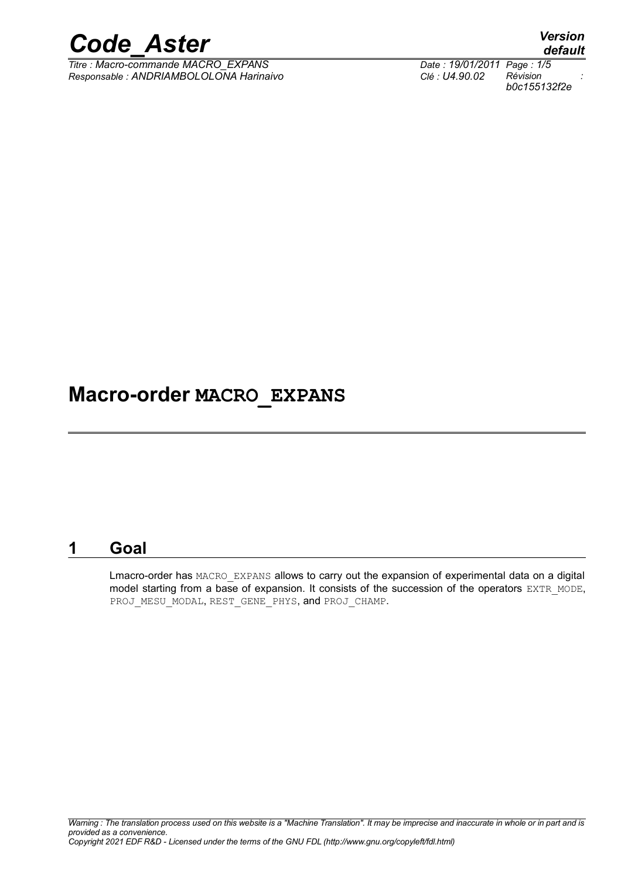# Macro-order MACRO_EXPANS

## 1 Goal

Lmacro-order has MACRO_EXPANS allows to carry out the expansion of experimental data on a digital model starting from a base of expansion. It consists of the succession of the operators EXTR_MODE, PROJ_MESU_MODAL, REST_GENE_PHYS, and PROJ_CHAMP.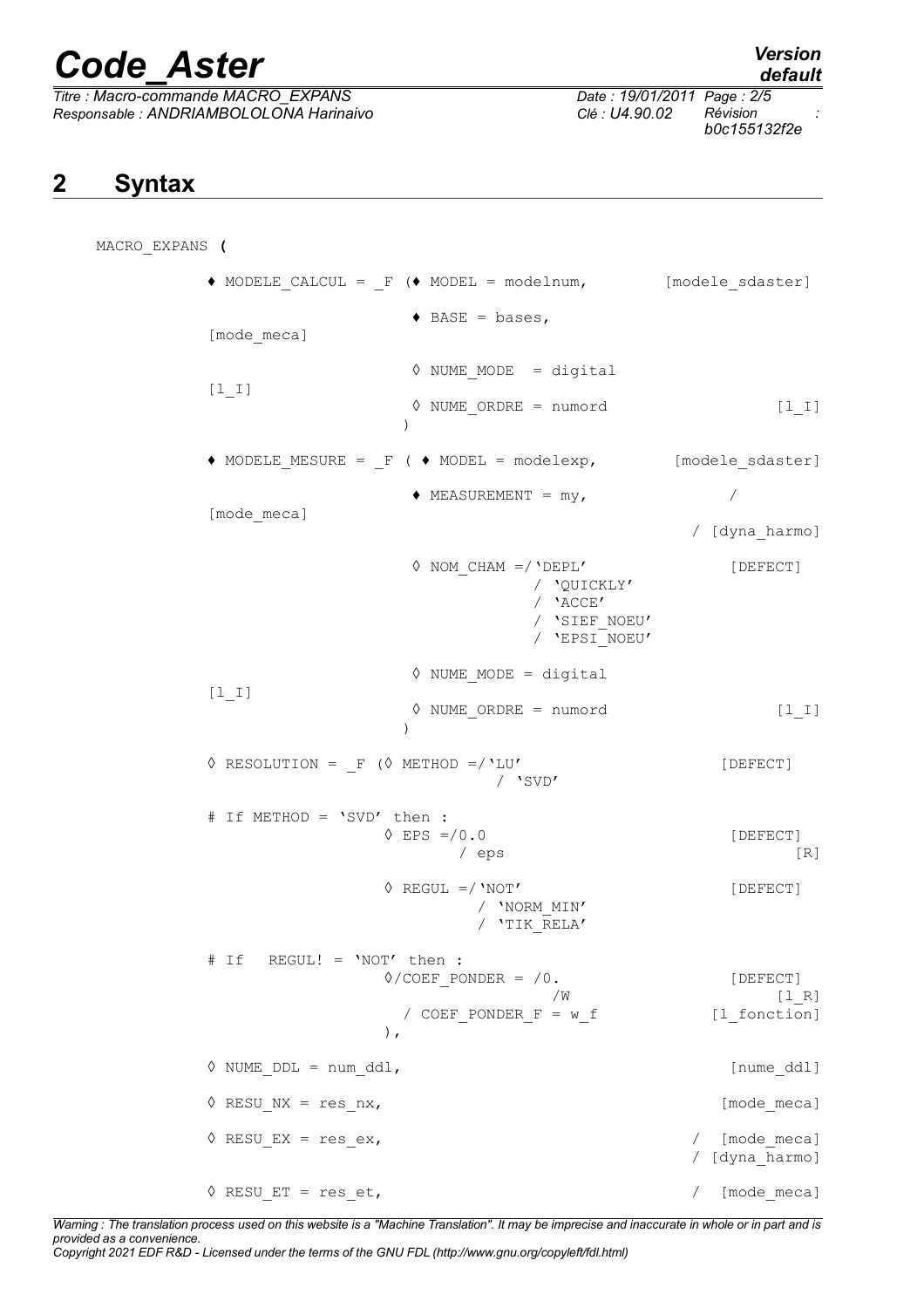## 2 Syntax

```
MACRO_EXPANS (

    ♦ MODELE_CALCUL = _F (♦ MODEL = modelnum,          [modele_sdaster]
                          ♦ BASE = bases,              [mode_meca]
                          ◊ NUME_MODE  = digital       [l_I]
                          ◊ NUME_ORDRE = numord        [l_I]
                         )

    ♦ MODELE_MESURE = _F ( ♦ MODEL = modelexp,         [modele_sdaster]
                          ♦ MEASUREMENT = my,          / [mode_meca]
                                                       / [dyna_harmo]
                          ◊ NOM_CHAM =/'DEPL'          [DEFECT]
                                     / 'QUICKLY'
                                     / 'ACCE'
                                     / 'SIEF_NOEU'
                                     / 'EPSI_NOEU'
                          ◊ NUME_MODE = digital        [l_I]
                          ◊ NUME_ORDRE = numord        [l_I]
                         )

    ◊ RESOLUTION = _F (◊ METHOD =/'LU'                 [DEFECT]
                               / 'SVD'

    # If METHOD = 'SVD' then :
                      ◊ EPS =/0.0                      [DEFECT]
                             / eps                     [R]

                      ◊ REGUL =/'NOT'                  [DEFECT]
                              / 'NORM_MIN'
                              / 'TIK_RELA'

    # If  REGUL! = 'NOT' then :
                      ◊/COEF_PONDER = /0.              [DEFECT]
                                      /W               [l_R]
                       / COEF_PONDER_F = w_f           [l_fonction]
                      ),

    ◊ NUME_DDL = num_ddl,                              [nume_ddl]

    ◊ RESU_NX = res_nx,                                [mode_meca]

    ◊ RESU_EX = res_ex,                              / [mode_meca]
                                                     / [dyna_harmo]

    ◊ RESU_ET = res_et,                              / [mode_meca]
```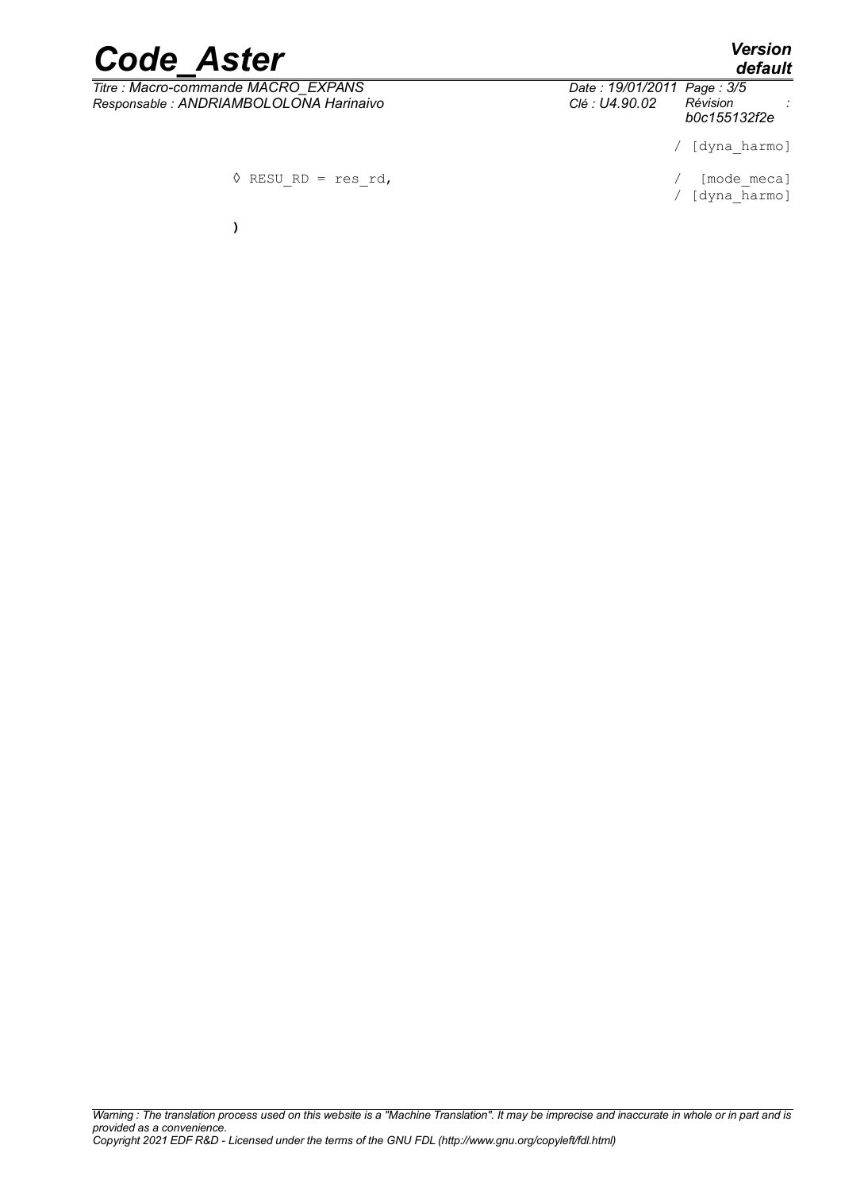```
                                                  / [dyna_harmo]

◊ RESU_RD = res_rd,                               / [mode_meca]
                                                  / [dyna_harmo]

)
```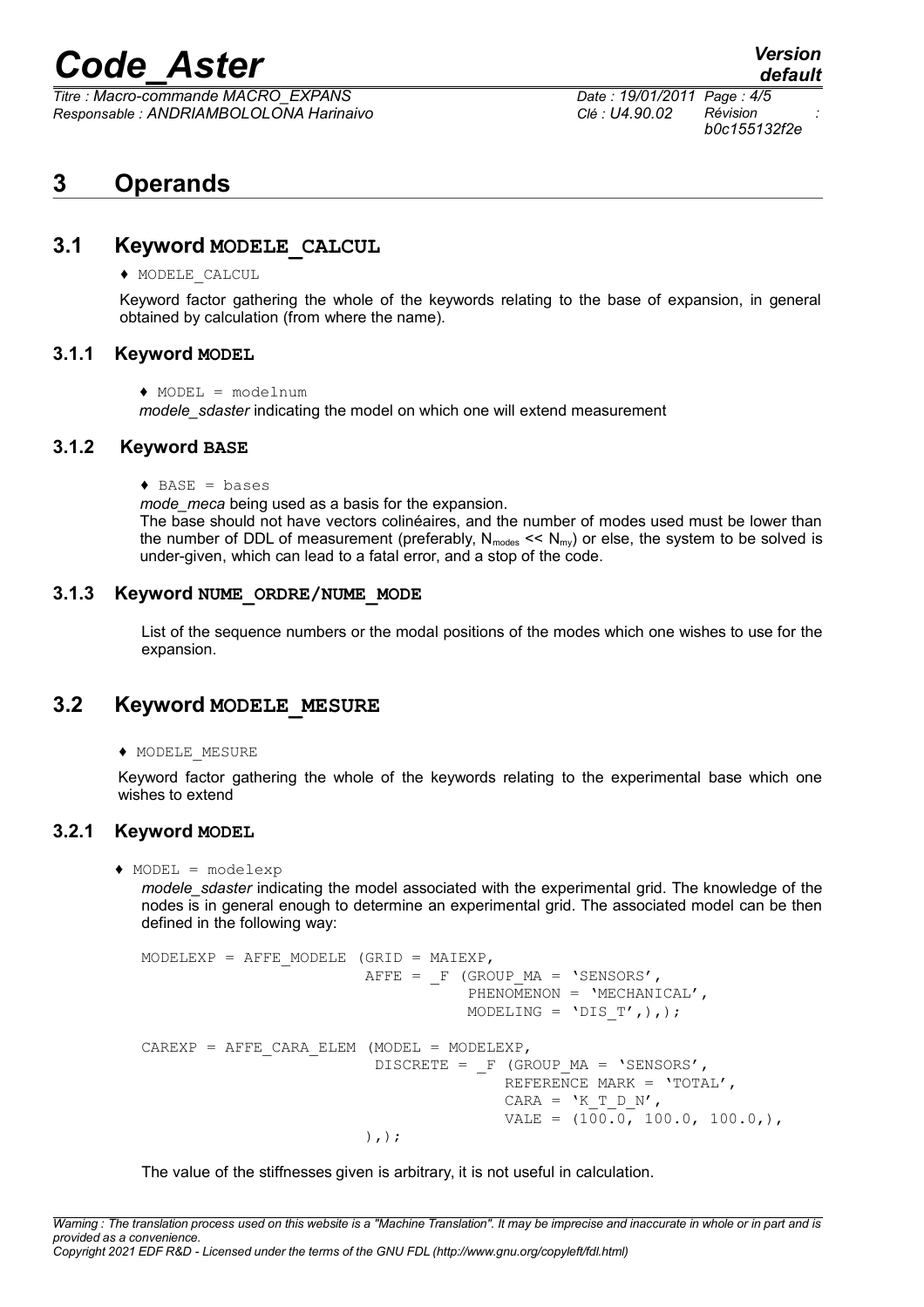# 3 Operands

## 3.1 Keyword MODELE_CALCUL

♦ MODELE_CALCUL

Keyword factor gathering the whole of the keywords relating to the base of expansion, in general obtained by calculation (from where the name).

### 3.1.1 Keyword MODEL

♦ MODEL = modelnum

*modele_sdaster* indicating the model on which one will extend measurement

### 3.1.2 Keyword BASE

♦ BASE = bases

*mode_meca* being used as a basis for the expansion.

The base should not have vectors colinéaires, and the number of modes used must be lower than the number of DDL of measurement (preferably, $N_{modes} << N_{my}$) or else, the system to be solved is under-given, which can lead to a fatal error, and a stop of the code.

### 3.1.3 Keyword NUME_ORDRE/NUME_MODE

List of the sequence numbers or the modal positions of the modes which one wishes to use for the expansion.

## 3.2 Keyword MODELE_MESURE

♦ MODELE_MESURE

Keyword factor gathering the whole of the keywords relating to the experimental base which one wishes to extend

### 3.2.1 Keyword MODEL

♦ MODEL = modelexp

*modele_sdaster* indicating the model associated with the experimental grid. The knowledge of the nodes is in general enough to determine an experimental grid. The associated model can be then defined in the following way:

```
MODELEXP = AFFE_MODELE (GRID = MAIEXP,
                        AFFE = _F (GROUP_MA = 'SENSORS',
                                   PHENOMENON = 'MECHANICAL',
                                   MODELING = 'DIS_T',),);

CAREXP = AFFE_CARA_ELEM (MODEL = MODELEXP,
                         DISCRETE = _F (GROUP_MA = 'SENSORS',
                                        REFERENCE MARK = 'TOTAL',
                                        CARA = 'K_T_D_N',
                                        VALE = (100.0, 100.0, 100.0,),
                        ),);
```

The value of the stiffnesses given is arbitrary, it is not useful in calculation.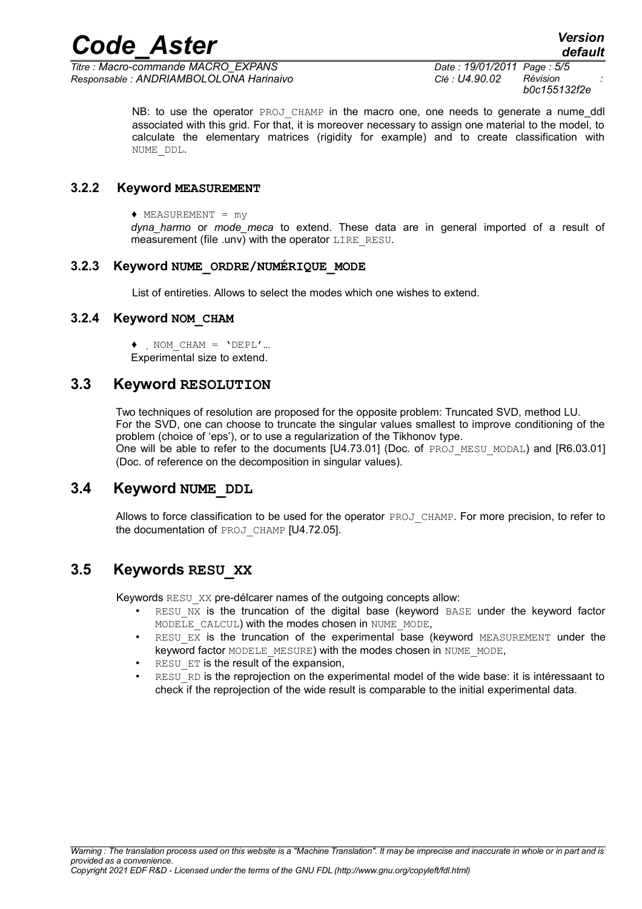NB: to use the operator PROJ_CHAMP in the macro one, one needs to generate a nume_ddl associated with this grid. For that, it is moreover necessary to assign one material to the model, to calculate the elementary matrices (rigidity for example) and to create classification with NUME_DDL.

### 3.2.2 Keyword MEASUREMENT

♦ MEASUREMENT = my

*dyna_harmo* or *mode_meca* to extend. These data are in general imported of a result of measurement (file .unv) with the operator LIRE_RESU.

### 3.2.3 Keyword NUME_ORDRE/NUMÉRIQUE_MODE

List of entireties. Allows to select the modes which one wishes to extend.

### 3.2.4 Keyword NOM_CHAM

♦ NOM_CHAM = 'DEPL'…

Experimental size to extend.

## 3.3 Keyword RESOLUTION

Two techniques of resolution are proposed for the opposite problem: Truncated SVD, method LU.
For the SVD, one can choose to truncate the singular values smallest to improve conditioning of the problem (choice of 'eps'), or to use a regularization of the Tikhonov type.
One will be able to refer to the documents [U4.73.01] (Doc. of PROJ_MESU_MODAL) and [R6.03.01] (Doc. of reference on the decomposition in singular values).

## 3.4 Keyword NUME_DDL

Allows to force classification to be used for the operator PROJ_CHAMP. For more precision, to refer to the documentation of PROJ_CHAMP [U4.72.05].

## 3.5 Keywords RESU_XX

Keywords RESU_XX pre-délcarer names of the outgoing concepts allow:

- RESU_NX is the truncation of the digital base (keyword BASE under the keyword factor MODELE_CALCUL) with the modes chosen in NUME_MODE,
- RESU_EX is the truncation of the experimental base (keyword MEASUREMENT under the keyword factor MODELE_MESURE) with the modes chosen in NUME_MODE,
- RESU_ET is the result of the expansion,
- RESU_RD is the reprojection on the experimental model of the wide base: it is intéressaant to check if the reprojection of the wide result is comparable to the initial experimental data.